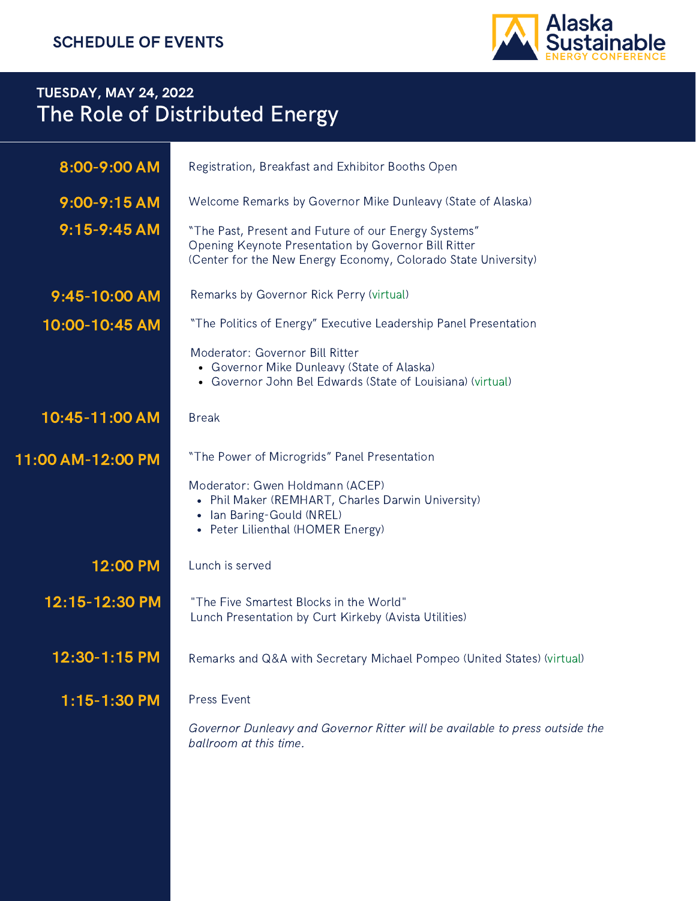**SCHEDULE OF EVENTS**

Alaska Sustainable ENERGY CONFERENCE

## TUESDAY, MAY 24, 2022
# The Role of Distributed Energy

**8:00-9:00 AM**
Registration, Breakfast and Exhibitor Booths Open

**9:00-9:15 AM**
Welcome Remarks by Governor Mike Dunleavy (State of Alaska)

**9:15-9:45 AM**
"The Past, Present and Future of our Energy Systems"
Opening Keynote Presentation by Governor Bill Ritter
(Center for the New Energy Economy, Colorado State University)

**9:45-10:00 AM**
Remarks by Governor Rick Perry (virtual)

**10:00-10:45 AM**
"The Politics of Energy" Executive Leadership Panel Presentation

Moderator: Governor Bill Ritter
- Governor Mike Dunleavy (State of Alaska)
- Governor John Bel Edwards (State of Louisiana) (virtual)

**10:45-11:00 AM**
Break

**11:00 AM-12:00 PM**
"The Power of Microgrids" Panel Presentation

Moderator: Gwen Holdmann (ACEP)
- Phil Maker (REMHART, Charles Darwin University)
- Ian Baring-Gould (NREL)
- Peter Lilienthal (HOMER Energy)

**12:00 PM**
Lunch is served

**12:15-12:30 PM**
"The Five Smartest Blocks in the World"
Lunch Presentation by Curt Kirkeby (Avista Utilities)

**12:30-1:15 PM**
Remarks and Q&A with Secretary Michael Pompeo (United States) (virtual)

**1:15-1:30 PM**
Press Event

*Governor Dunleavy and Governor Ritter will be available to press outside the ballroom at this time.*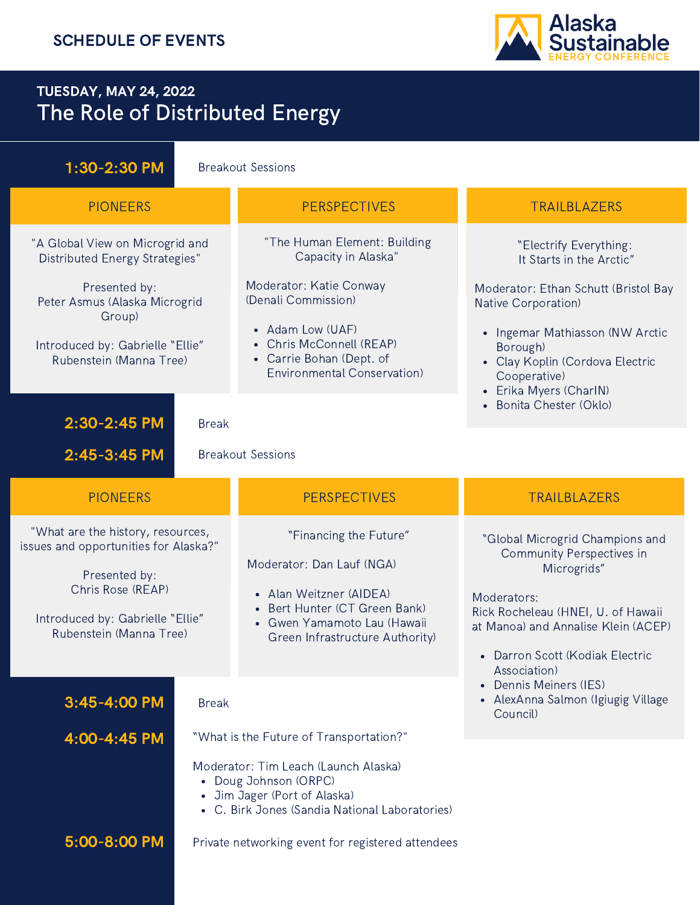## SCHEDULE OF EVENTS

Alaska Sustainable ENERGY CONFERENCE

### TUESDAY, MAY 24, 2022

# The Role of Distributed Energy

**1:30-2:30 PM** Breakout Sessions

**PIONEERS**

"A Global View on Microgrid and Distributed Energy Strategies"

Presented by:
Peter Asmus (Alaska Microgrid Group)

Introduced by: Gabrielle "Ellie" Rubenstein (Manna Tree)

**PERSPECTIVES**

"The Human Element: Building Capacity in Alaska"

Moderator: Katie Conway (Denali Commission)

- Adam Low (UAF)
- Chris McConnell (REAP)
- Carrie Bohan (Dept. of Environmental Conservation)

**TRAILBLAZERS**

"Electrify Everything: It Starts in the Arctic"

Moderator: Ethan Schutt (Bristol Bay Native Corporation)

- Ingemar Mathiasson (NW Arctic Borough)
- Clay Koplin (Cordova Electric Cooperative)
- Erika Myers (CharIN)
- Bonita Chester (Oklo)

**2:30-2:45 PM** Break

**2:45-3:45 PM** Breakout Sessions

**PIONEERS**

"What are the history, resources, issues and opportunities for Alaska?"

Presented by:
Chris Rose (REAP)

Introduced by: Gabrielle "Ellie" Rubenstein (Manna Tree)

**PERSPECTIVES**

"Financing the Future"

Moderator: Dan Lauf (NGA)

- Alan Weitzner (AIDEA)
- Bert Hunter (CT Green Bank)
- Gwen Yamamoto Lau (Hawaii Green Infrastructure Authority)

**TRAILBLAZERS**

"Global Microgrid Champions and Community Perspectives in Microgrids"

Moderators:
Rick Rocheleau (HNEI, U. of Hawaii at Manoa) and Annalise Klein (ACEP)

- Darron Scott (Kodiak Electric Association)
- Dennis Meiners (IES)
- AlexAnna Salmon (Igiugig Village Council)

**3:45-4:00 PM** Break

**4:00-4:45 PM** "What is the Future of Transportation?"

Moderator: Tim Leach (Launch Alaska)

- Doug Johnson (ORPC)
- Jim Jager (Port of Alaska)
- C. Birk Jones (Sandia National Laboratories)

**5:00-8:00 PM** Private networking event for registered attendees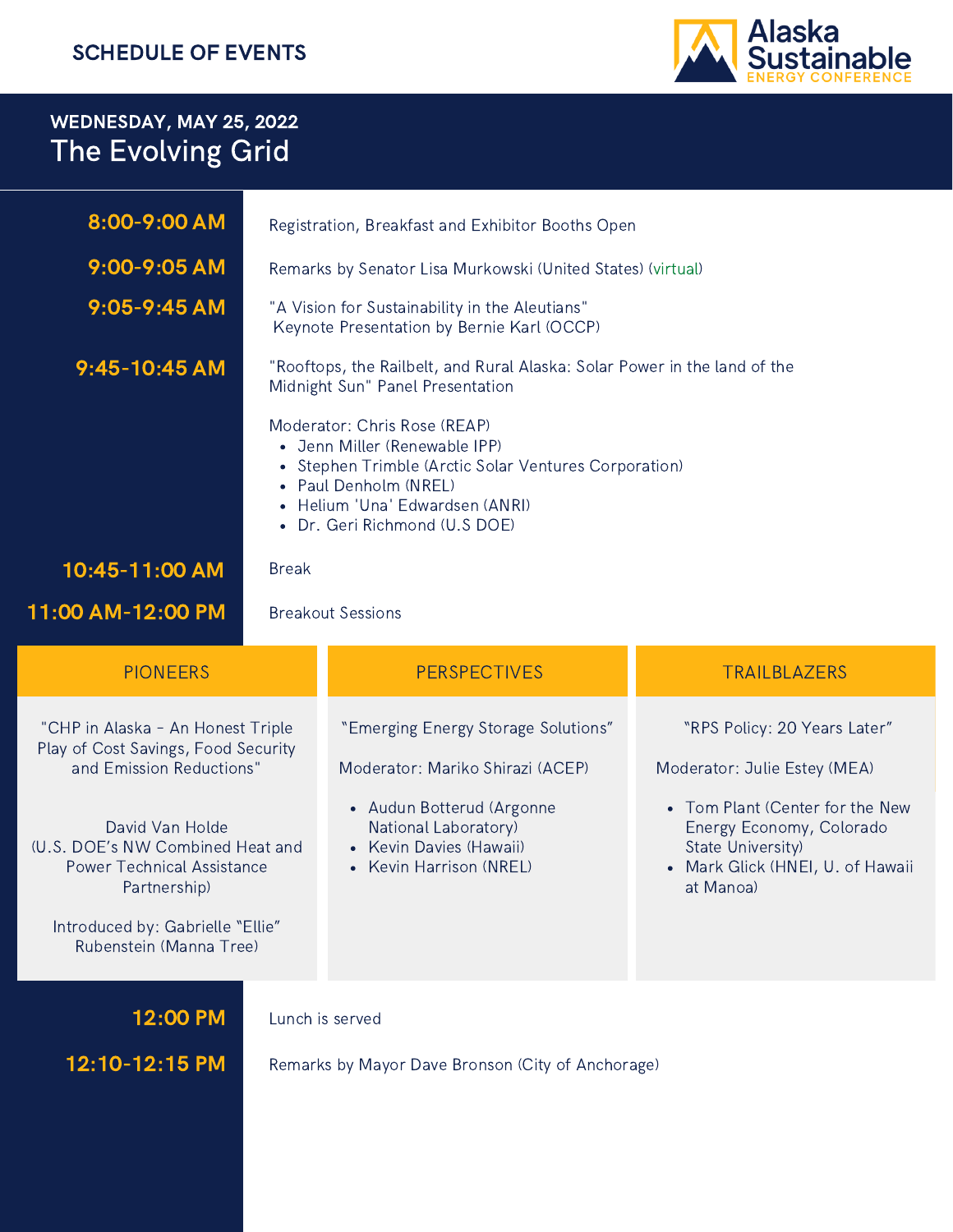## SCHEDULE OF EVENTS

Alaska Sustainable ENERGY CONFERENCE

### WEDNESDAY, MAY 25, 2022

# The Evolving Grid

**8:00-9:00 AM** — Registration, Breakfast and Exhibitor Booths Open

**9:00-9:05 AM** — Remarks by Senator Lisa Murkowski (United States) (virtual)

**9:05-9:45 AM** — "A Vision for Sustainability in the Aleutians" Keynote Presentation by Bernie Karl (OCCP)

**9:45-10:45 AM** — "Rooftops, the Railbelt, and Rural Alaska: Solar Power in the land of the Midnight Sun" Panel Presentation

Moderator: Chris Rose (REAP)

- Jenn Miller (Renewable IPP)
- Stephen Trimble (Arctic Solar Ventures Corporation)
- Paul Denholm (NREL)
- Helium 'Una' Edwardsen (ANRI)
- Dr. Geri Richmond (U.S DOE)

**10:45-11:00 AM** — Break

**11:00 AM-12:00 PM** — Breakout Sessions

| PIONEERS | PERSPECTIVES | TRAILBLAZERS |
|---|---|---|
| "CHP in Alaska - An Honest Triple Play of Cost Savings, Food Security and Emission Reductions"<br><br>David Van Holde (U.S. DOE's NW Combined Heat and Power Technical Assistance Partnership)<br><br>Introduced by: Gabrielle "Ellie" Rubenstein (Manna Tree) | "Emerging Energy Storage Solutions"<br><br>Moderator: Mariko Shirazi (ACEP)<br><br>• Audun Botterud (Argonne National Laboratory)<br>• Kevin Davies (Hawaii)<br>• Kevin Harrison (NREL) | "RPS Policy: 20 Years Later"<br><br>Moderator: Julie Estey (MEA)<br><br>• Tom Plant (Center for the New Energy Economy, Colorado State University)<br>• Mark Glick (HNEI, U. of Hawaii at Manoa) |

**12:00 PM** — Lunch is served

**12:10-12:15 PM** — Remarks by Mayor Dave Bronson (City of Anchorage)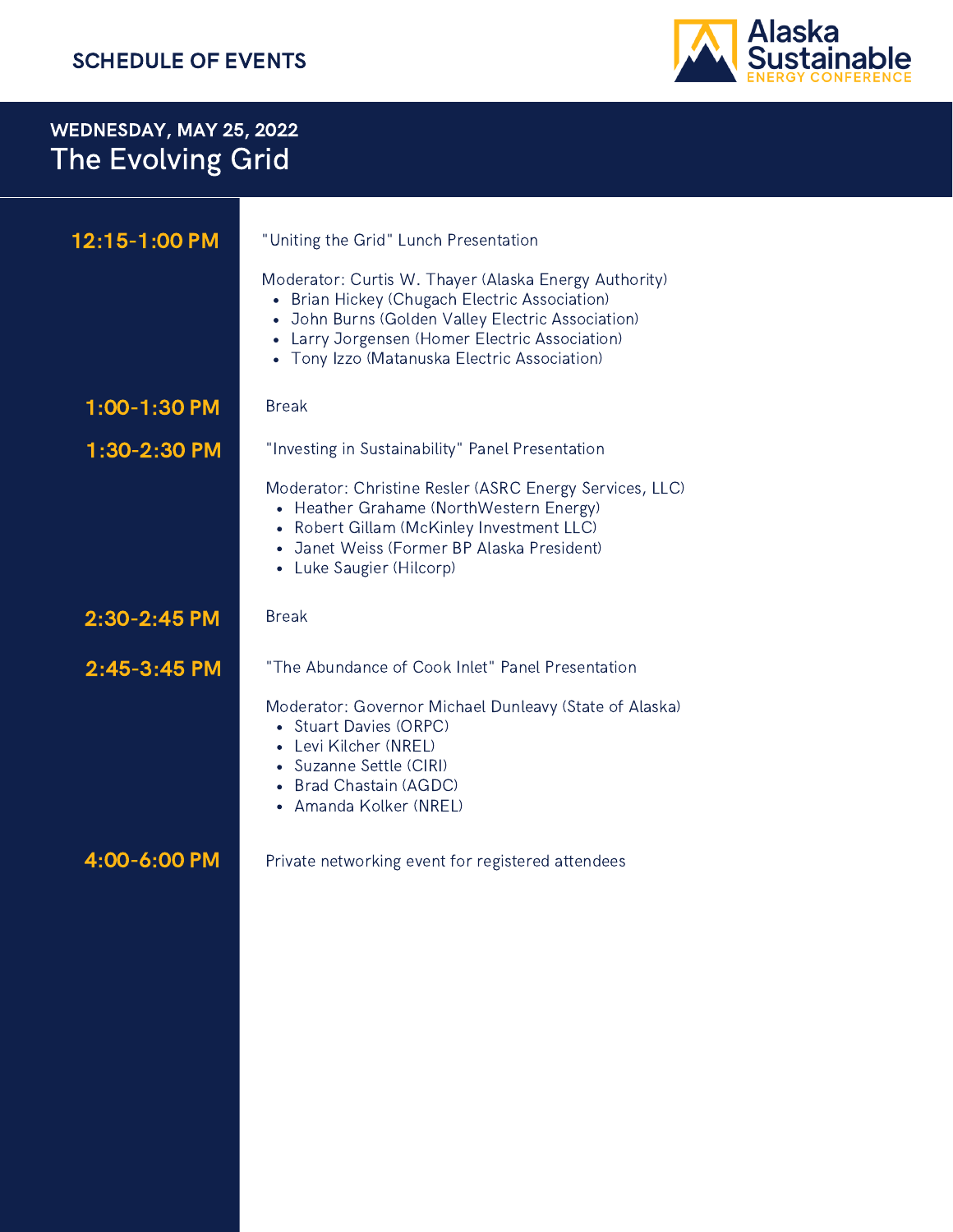## SCHEDULE OF EVENTS

Alaska Sustainable ENERGY CONFERENCE

### WEDNESDAY, MAY 25, 2022

# The Evolving Grid

**12:15-1:00 PM**

"Uniting the Grid" Lunch Presentation

Moderator: Curtis W. Thayer (Alaska Energy Authority)

- Brian Hickey (Chugach Electric Association)
- John Burns (Golden Valley Electric Association)
- Larry Jorgensen (Homer Electric Association)
- Tony Izzo (Matanuska Electric Association)

**1:00-1:30 PM**

Break

**1:30-2:30 PM**

"Investing in Sustainability" Panel Presentation

Moderator: Christine Resler (ASRC Energy Services, LLC)

- Heather Grahame (NorthWestern Energy)
- Robert Gillam (McKinley Investment LLC)
- Janet Weiss (Former BP Alaska President)
- Luke Saugier (Hilcorp)

**2:30-2:45 PM**

Break

**2:45-3:45 PM**

"The Abundance of Cook Inlet" Panel Presentation

Moderator: Governor Michael Dunleavy (State of Alaska)

- Stuart Davies (ORPC)
- Levi Kilcher (NREL)
- Suzanne Settle (CIRI)
- Brad Chastain (AGDC)
- Amanda Kolker (NREL)

**4:00-6:00 PM**

Private networking event for registered attendees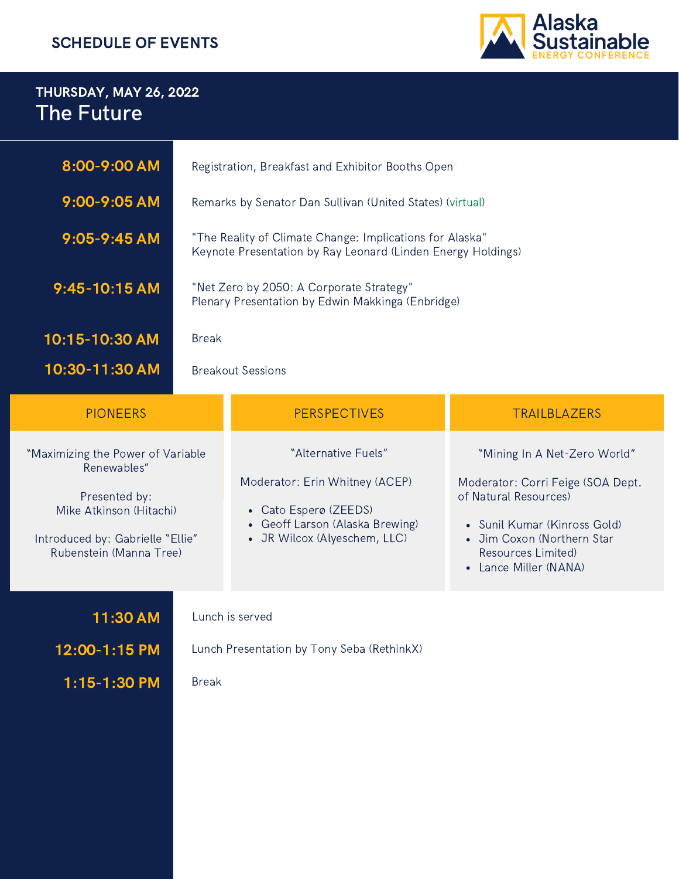# SCHEDULE OF EVENTS

Alaska Sustainable ENERGY CONFERENCE

## THURSDAY, MAY 26, 2022

## The Future

**8:00-9:00 AM** Registration, Breakfast and Exhibitor Booths Open

**9:00-9:05 AM** Remarks by Senator Dan Sullivan (United States) (virtual)

**9:05-9:45 AM** "The Reality of Climate Change: Implications for Alaska"
Keynote Presentation by Ray Leonard (Linden Energy Holdings)

**9:45-10:15 AM** "Net Zero by 2050: A Corporate Strategy"
Plenary Presentation by Edwin Makkinga (Enbridge)

**10:15-10:30 AM** Break

**10:30-11:30 AM** Breakout Sessions

### PIONEERS

"Maximizing the Power of Variable Renewables"

Presented by:
Mike Atkinson (Hitachi)

Introduced by: Gabrielle "Ellie" Rubenstein (Manna Tree)

### PERSPECTIVES

"Alternative Fuels"

Moderator: Erin Whitney (ACEP)

- Cato Esperø (ZEEDS)
- Geoff Larson (Alaska Brewing)
- JR Wilcox (Alyeschem, LLC)

### TRAILBLAZERS

"Mining In A Net-Zero World"

Moderator: Corri Feige (SOA Dept. of Natural Resources)

- Sunil Kumar (Kinross Gold)
- Jim Coxon (Northern Star Resources Limited)
- Lance Miller (NANA)

**11:30 AM** Lunch is served

**12:00-1:15 PM** Lunch Presentation by Tony Seba (RethinkX)

**1:15-1:30 PM** Break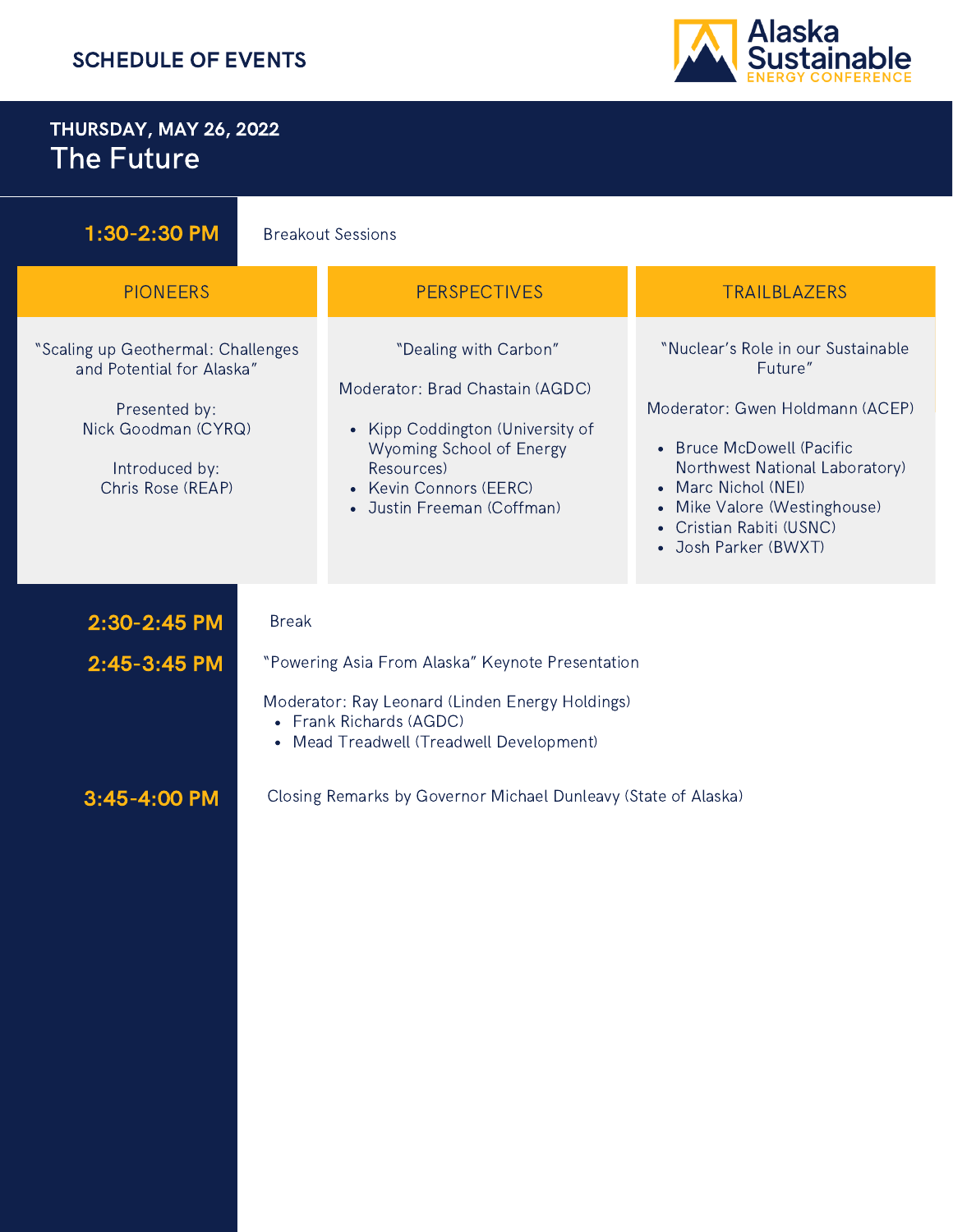## SCHEDULE OF EVENTS

Alaska Sustainable ENERGY CONFERENCE

**THURSDAY, MAY 26, 2022**

# The Future

**1:30-2:30 PM** Breakout Sessions

### PIONEERS

"Scaling up Geothermal: Challenges and Potential for Alaska"

Presented by:
Nick Goodman (CYRQ)

Introduced by:
Chris Rose (REAP)

### PERSPECTIVES

"Dealing with Carbon"

Moderator: Brad Chastain (AGDC)

- Kipp Coddington (University of Wyoming School of Energy Resources)
- Kevin Connors (EERC)
- Justin Freeman (Coffman)

### TRAILBLAZERS

"Nuclear's Role in our Sustainable Future"

Moderator: Gwen Holdmann (ACEP)

- Bruce McDowell (Pacific Northwest National Laboratory)
- Marc Nichol (NEI)
- Mike Valore (Westinghouse)
- Cristian Rabiti (USNC)
- Josh Parker (BWXT)

**2:30-2:45 PM** Break

**2:45-3:45 PM** "Powering Asia From Alaska" Keynote Presentation

Moderator: Ray Leonard (Linden Energy Holdings)

- Frank Richards (AGDC)
- Mead Treadwell (Treadwell Development)

**3:45-4:00 PM** Closing Remarks by Governor Michael Dunleavy (State of Alaska)